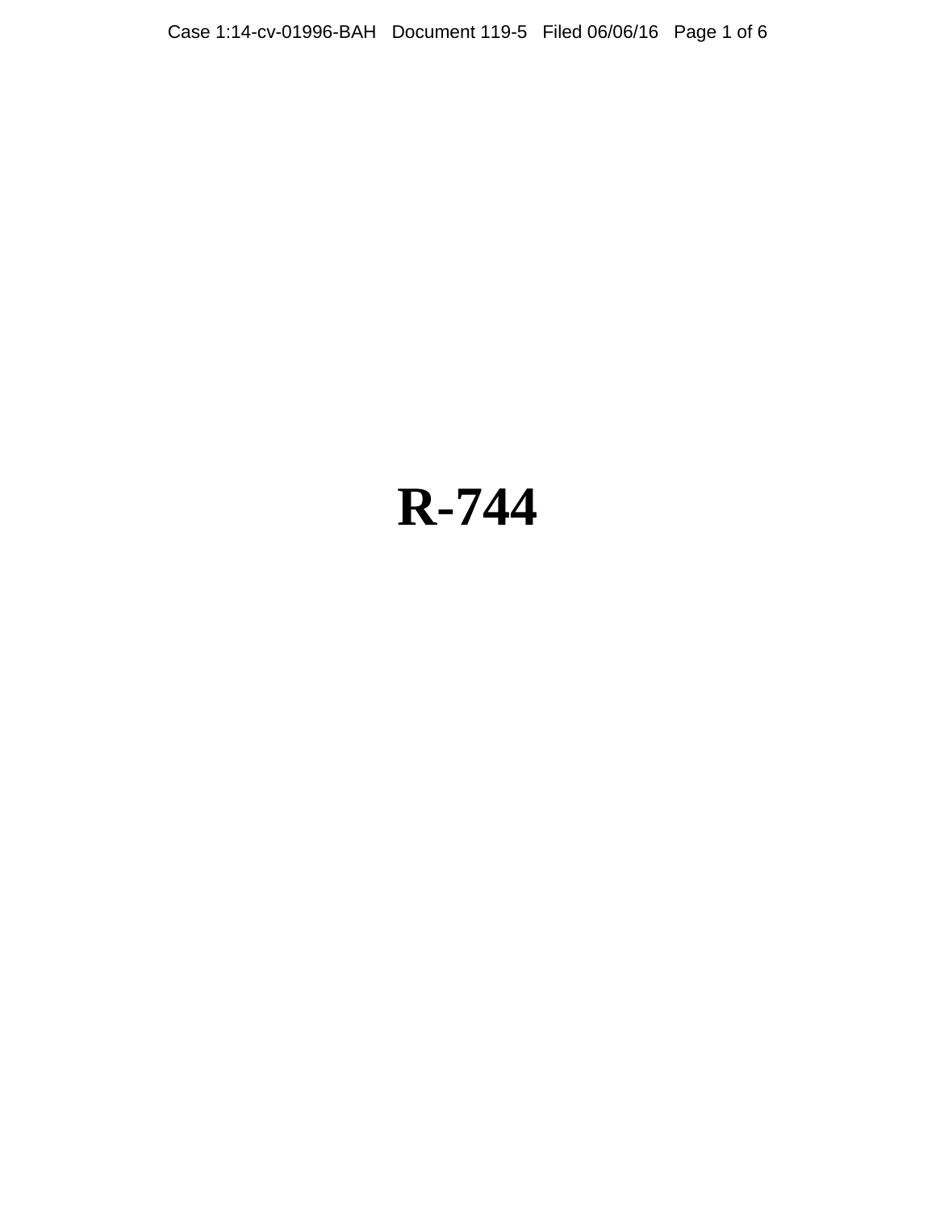# R-744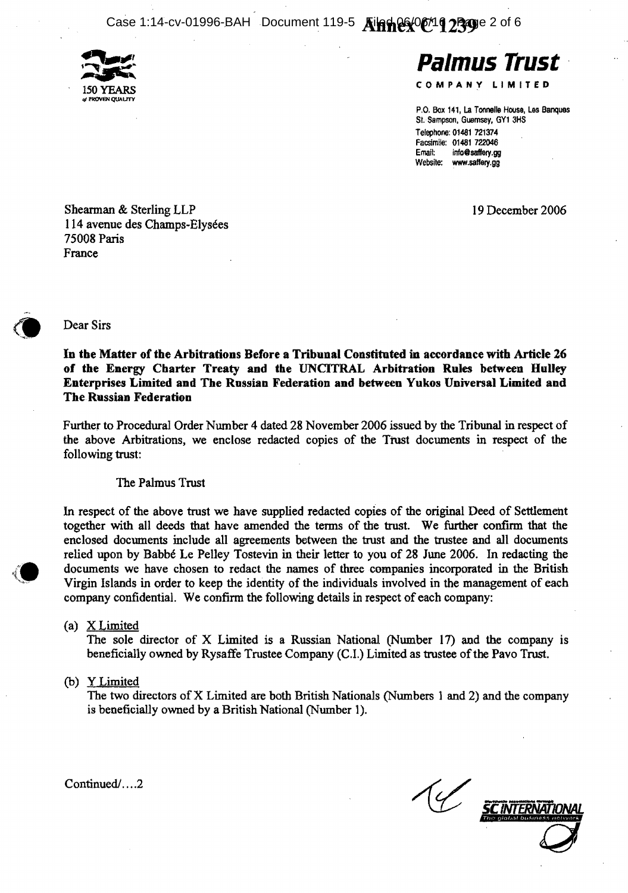**Palmus Trust**

COMPANY LIMITED

150 YEARS
of PROVEN QUALITY

P.O. Box 141, La Tonnelle House, Les Banques
St. Sampson, Guernsey, GY1 3HS
Telephone: 01481 721374
Facsimile: 01481 722046
Email: info@saffery.gg
Website: www.saffery.gg

Shearman & Sterling LLP
114 avenue des Champs-Elysées
75008 Paris
France

19 December 2006

Dear Sirs

**In the Matter of the Arbitrations Before a Tribunal Constituted in accordance with Article 26 of the Energy Charter Treaty and the UNCITRAL Arbitration Rules between Hulley Enterprises Limited and The Russian Federation and between Yukos Universal Limited and The Russian Federation**

Further to Procedural Order Number 4 dated 28 November 2006 issued by the Tribunal in respect of the above Arbitrations, we enclose redacted copies of the Trust documents in respect of the following trust:

The Palmus Trust

In respect of the above trust we have supplied redacted copies of the original Deed of Settlement together with all deeds that have amended the terms of the trust. We further confirm that the enclosed documents include all agreements between the trust and the trustee and all documents relied upon by Babbé Le Pelley Tostevin in their letter to you of 28 June 2006. In redacting the documents we have chosen to redact the names of three companies incorporated in the British Virgin Islands in order to keep the identity of the individuals involved in the management of each company confidential. We confirm the following details in respect of each company:

(a) X Limited
The sole director of X Limited is a Russian National (Number 17) and the company is beneficially owned by Rysaffe Trustee Company (C.I.) Limited as trustee of the Pavo Trust.

(b) Y Limited
The two directors of X Limited are both British Nationals (Numbers 1 and 2) and the company is beneficially owned by a British National (Number 1).

Continued/....2

SC INTERNATIONAL
The global business network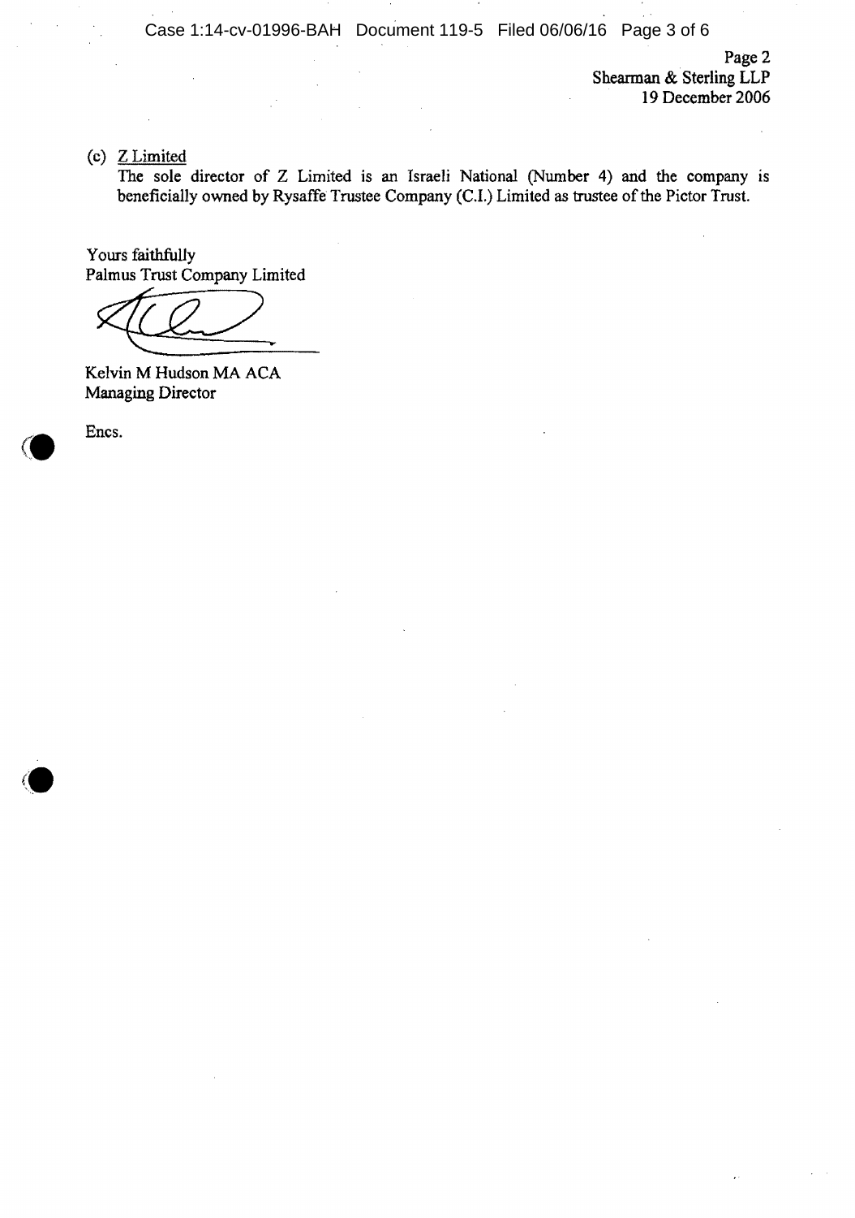Page 2
Shearman & Sterling LLP
19 December 2006

(c) Z Limited
The sole director of Z Limited is an Israeli National (Number 4) and the company is beneficially owned by Rysaffe Trustee Company (C.I.) Limited as trustee of the Pictor Trust.

Yours faithfully
Palmus Trust Company Limited

Kelvin M Hudson MA ACA
Managing Director

Encs.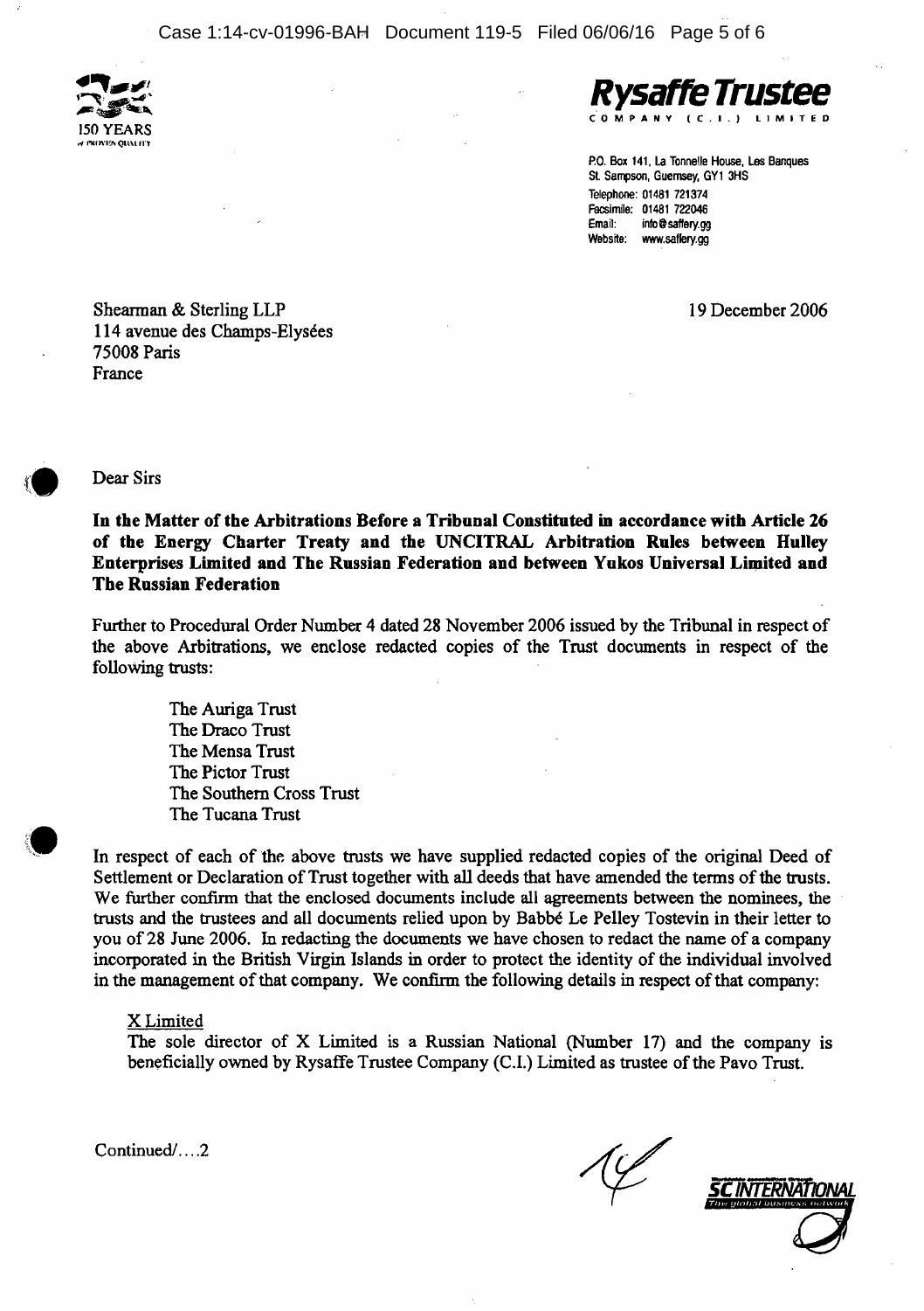150 YEARS
OF PROVEN QUALITY

**Rysaffe Trustee**
COMPANY (C.I.) LIMITED

P.O. Box 141, La Tonnelle House, Les Banques
St. Sampson, Guernsey, GY1 3HS
Telephone: 01481 721374
Facsimile: 01481 722046
Email: info@saffery.gg
Website: www.saffery.gg

Shearman & Sterling LLP
114 avenue des Champs-Elysées
75008 Paris
France

19 December 2006

Dear Sirs

**In the Matter of the Arbitrations Before a Tribunal Constituted in accordance with Article 26 of the Energy Charter Treaty and the UNCITRAL Arbitration Rules between Hulley Enterprises Limited and The Russian Federation and between Yukos Universal Limited and The Russian Federation**

Further to Procedural Order Number 4 dated 28 November 2006 issued by the Tribunal in respect of the above Arbitrations, we enclose redacted copies of the Trust documents in respect of the following trusts:

The Auriga Trust
The Draco Trust
The Mensa Trust
The Pictor Trust
The Southern Cross Trust
The Tucana Trust

In respect of each of the above trusts we have supplied redacted copies of the original Deed of Settlement or Declaration of Trust together with all deeds that have amended the terms of the trusts. We further confirm that the enclosed documents include all agreements between the nominees, the trusts and the trustees and all documents relied upon by Babbé Le Pelley Tostevin in their letter to you of 28 June 2006. In redacting the documents we have chosen to redact the name of a company incorporated in the British Virgin Islands in order to protect the identity of the individual involved in the management of that company. We confirm the following details in respect of that company:

X Limited
The sole director of X Limited is a Russian National (Number 17) and the company is beneficially owned by Rysaffe Trustee Company (C.I.) Limited as trustee of the Pavo Trust.

Continued/....2

SC INTERNATIONAL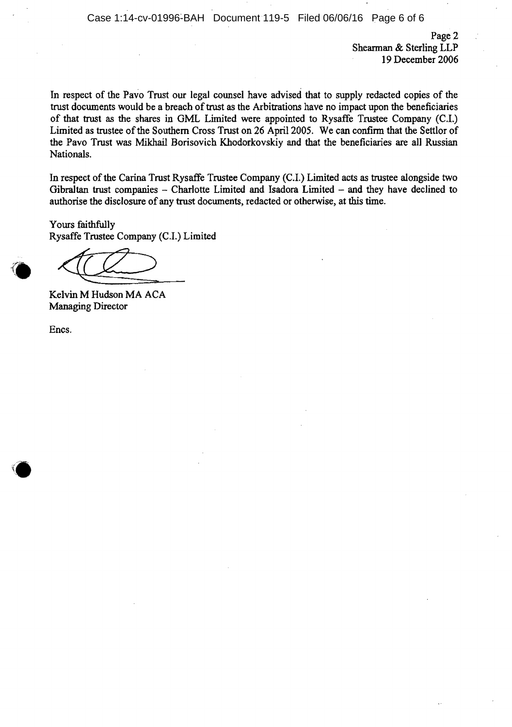In respect of the Pavo Trust our legal counsel have advised that to supply redacted copies of the trust documents would be a breach of trust as the Arbitrations have no impact upon the beneficiaries of that trust as the shares in GML Limited were appointed to Rysaffe Trustee Company (C.I.) Limited as trustee of the Southern Cross Trust on 26 April 2005. We can confirm that the Settlor of the Pavo Trust was Mikhail Borisovich Khodorkovskiy and that the beneficiaries are all Russian Nationals.

In respect of the Carina Trust Rysaffe Trustee Company (C.I.) Limited acts as trustee alongside two Gibraltan trust companies – Charlotte Limited and Isadora Limited – and they have declined to authorise the disclosure of any trust documents, redacted or otherwise, at this time.

Yours faithfully
Rysaffe Trustee Company (C.I.) Limited

Kelvin M Hudson MA ACA
Managing Director

Encs.